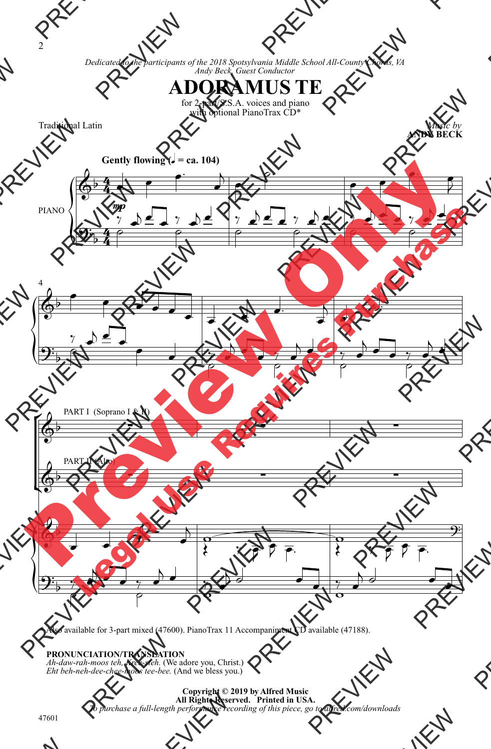*Dedicated to the participants of the 2018 Spotsylvania Middle School All-County Chorus, VA*
*Andy Beck, Guest Conductor*

# ADORAMUS TE

for 2-part/S.S.A. voices and piano
with optional PianoTrax CD*

Traditional Latin

*Music by*
**ANDY BECK**

**Gently flowing (♩ = ca. 104)**

PIANO

*mp*

4

7

PART I (Soprano I & II)

PART II (Alto)

* Also available for 3-part mixed (47600). PianoTrax 11 Accompaniment CD available (47188).

**PRONUNCIATION/TRANSLATION**
*Ah-daw-rah-moos teh, Kree-steh.* (We adore you, Christ.)
*Eht beh-neh-dee-chee-moos tee-bee.* (And we bless you.)

**Copyright © 2019 by Alfred Music**
**All Rights Reserved. Printed in USA.**
*To purchase a full-length performance recording of this piece, go to alfred.com/downloads*

47601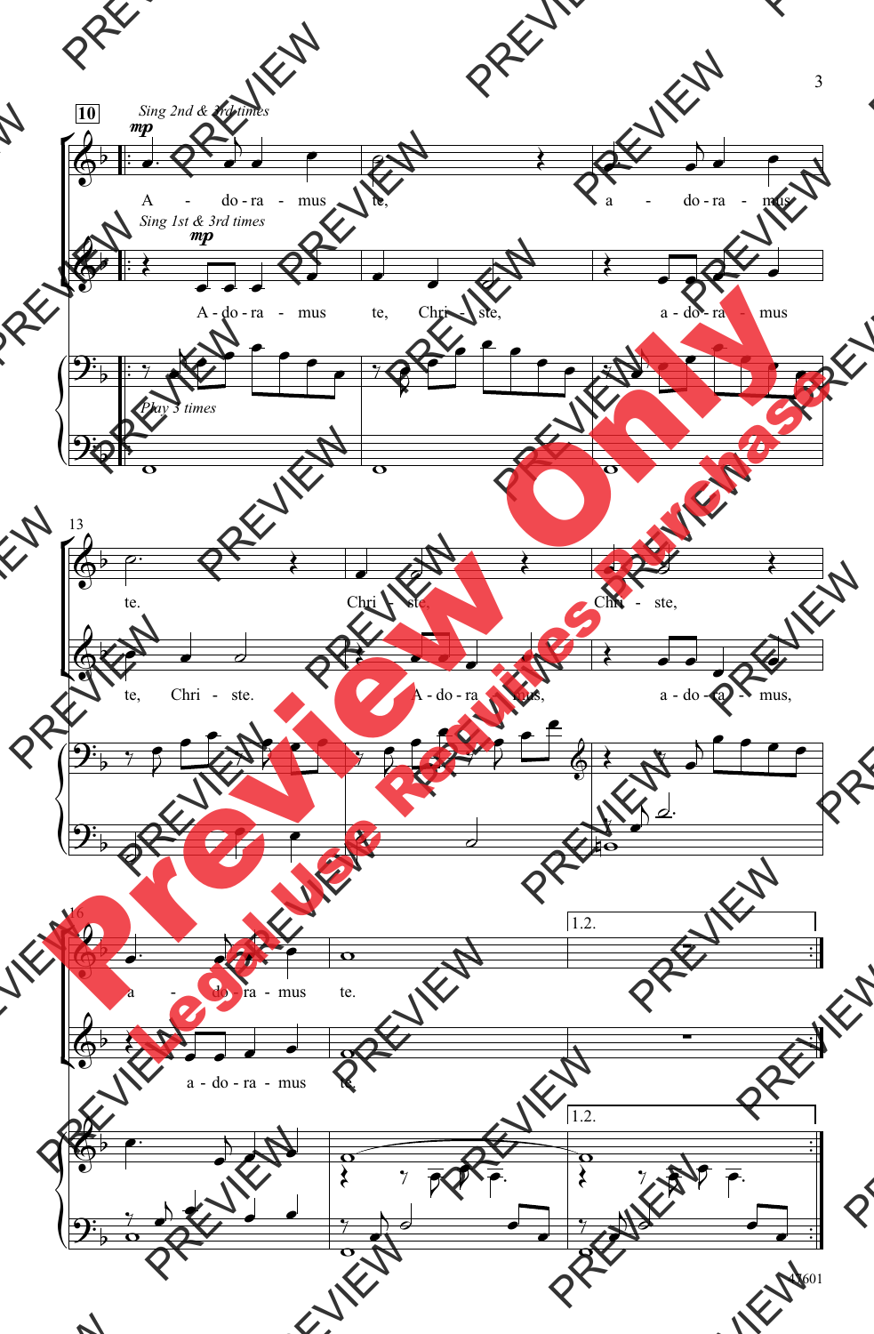**10**

*Sing 2nd & 3rd times*

*mp*

A - do - ra - mus te, a - do - ra - mus

*Sing 1st & 3rd times*

*mp*

A - do - ra - mus te, Chri - ste, a - do - ra - mus

*Play 3 times*

13

te. Chri - ste, Chri - ste,

te, Chri - ste. A - do - ra - mus, a - do - ra - mus,

16

a - do - ra - mus te.

a - do - ra - mus te.

1.2.

47601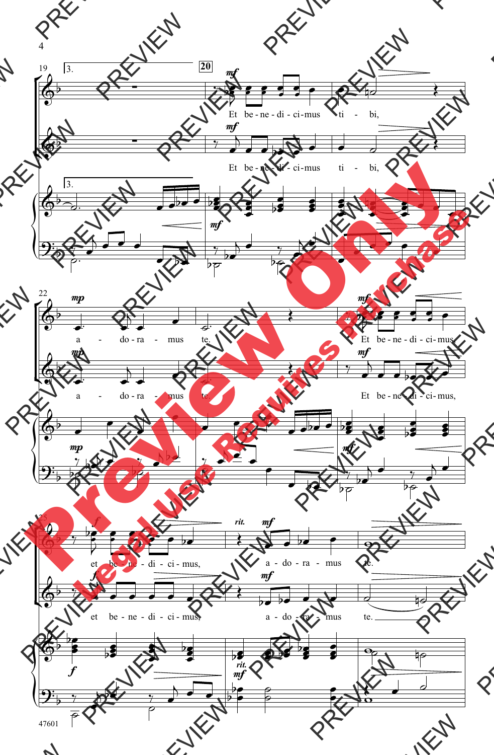Et be - ne - di - ci - mus ti - bi,

a - do - ra - mus te.

Et be - ne - di - ci - mus,

et be - ne - di - ci - mus, a - do - ra - mus te.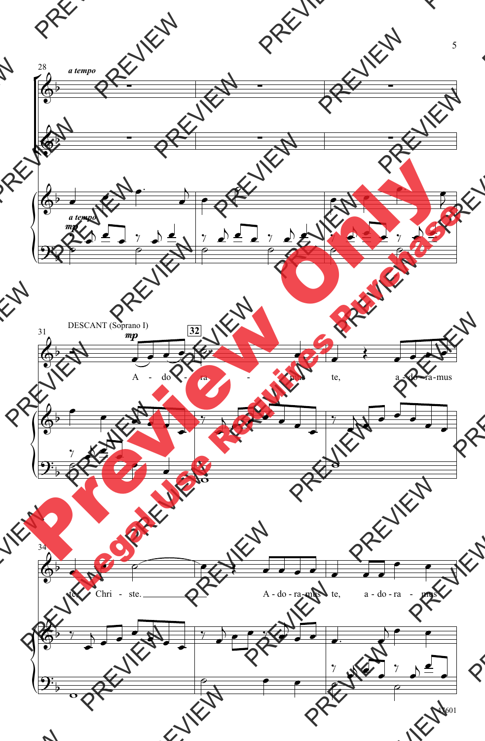a tempo

a tempo

*mp*

DESCANT (Soprano I)

*mp*

32

A - do - ra - mus te, a - do - ra-mus

te, Chri - ste. A - do - ra-mus te, a - do - ra - mus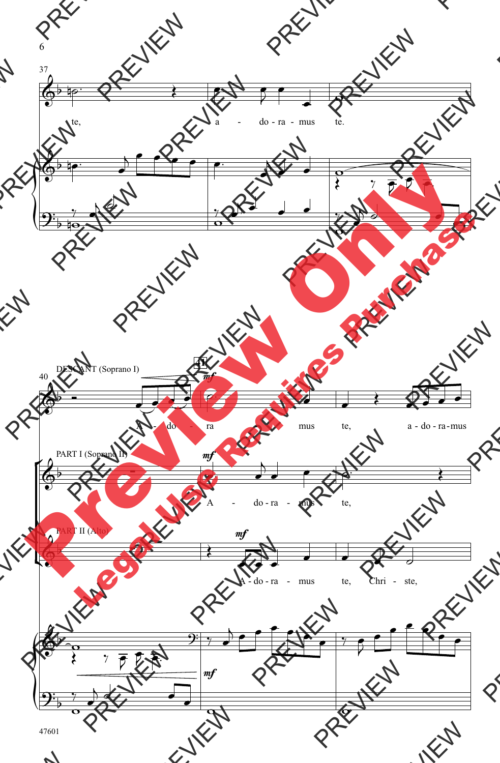37

te, a - do - ra - mus te.

40

DESCANT (Soprano I)

41

*mf*

A - do - ra mus te, a - do - ra - mus

PART I (Soprano II)

*mf*

A - do - ra - mus te,

PART II (Alto)

*mf*

A - do - ra - mus te, Chri - ste,

*mf*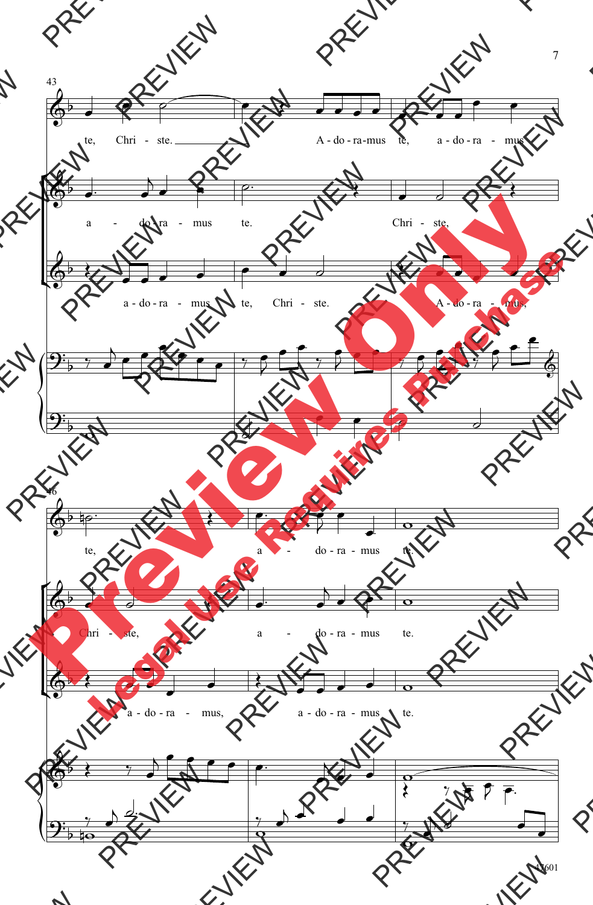43

te, Chri - ste. ___ A - do - ra-mus te, a - do - ra - mus

a - do - ra - mus te. Chri - ste,

a - do - ra - mus te, Chri - ste. A - do - ra - mus,

46

te, a - do - ra - mus te.

Chri - ste, a - do - ra - mus te.

a - do - ra - mus, a - do - ra - mus te.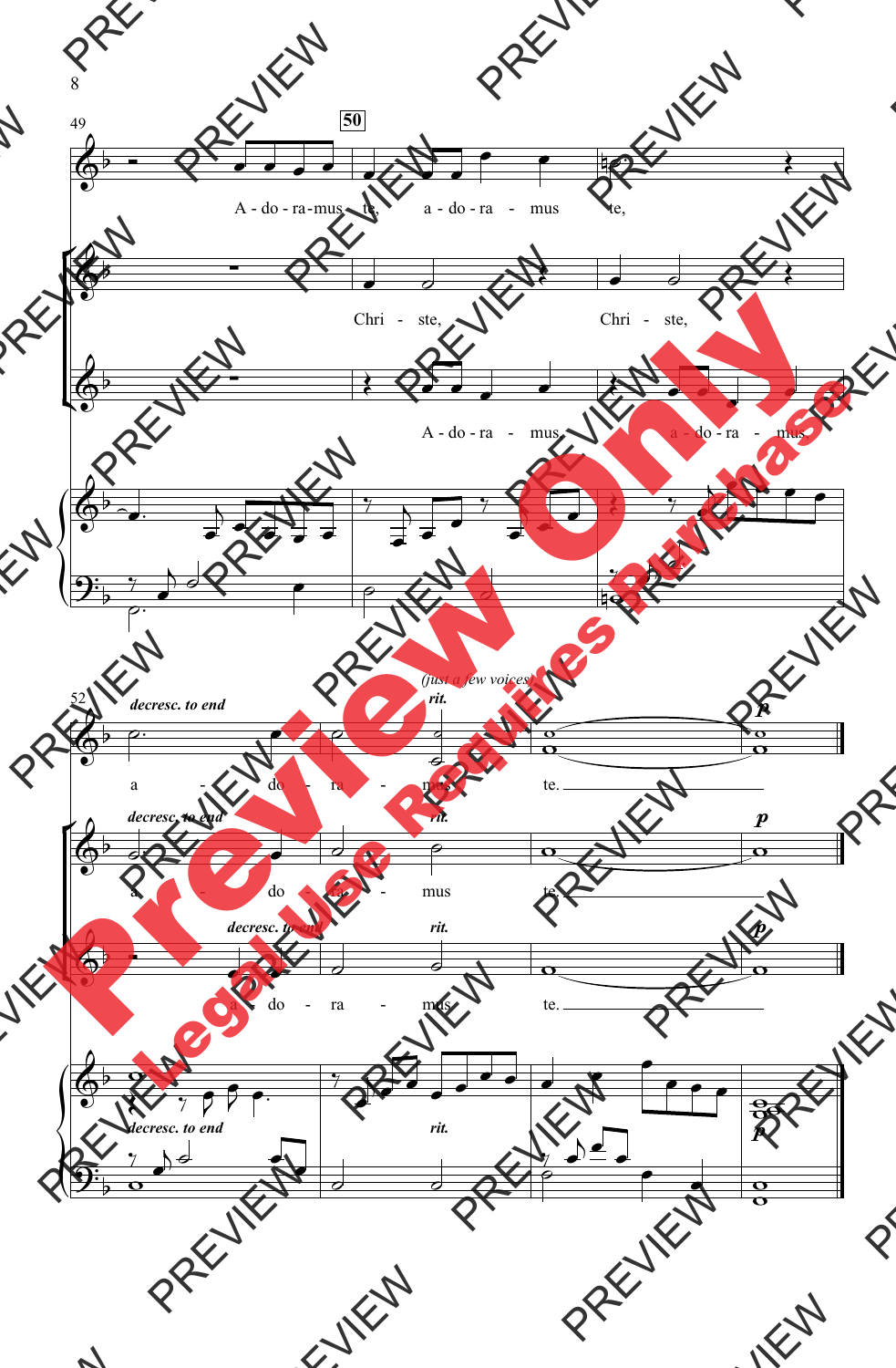49

50

A - do - ra - mus te, a - do - ra - mus te,

Chri - ste, Chri - ste,

A - do - ra - mus, a - do - ra - mus

52

*decresc. to end*

*(just a few voices)*

*rit.*

*p*

a - do - ra - mus te.

*decresc. to end*

*rit.*

*p*

a - do - ra - mus te.

*decresc. to end*

*rit.*

*p*

a do - ra - mus te.

*decresc. to end*

*rit.*

*p*